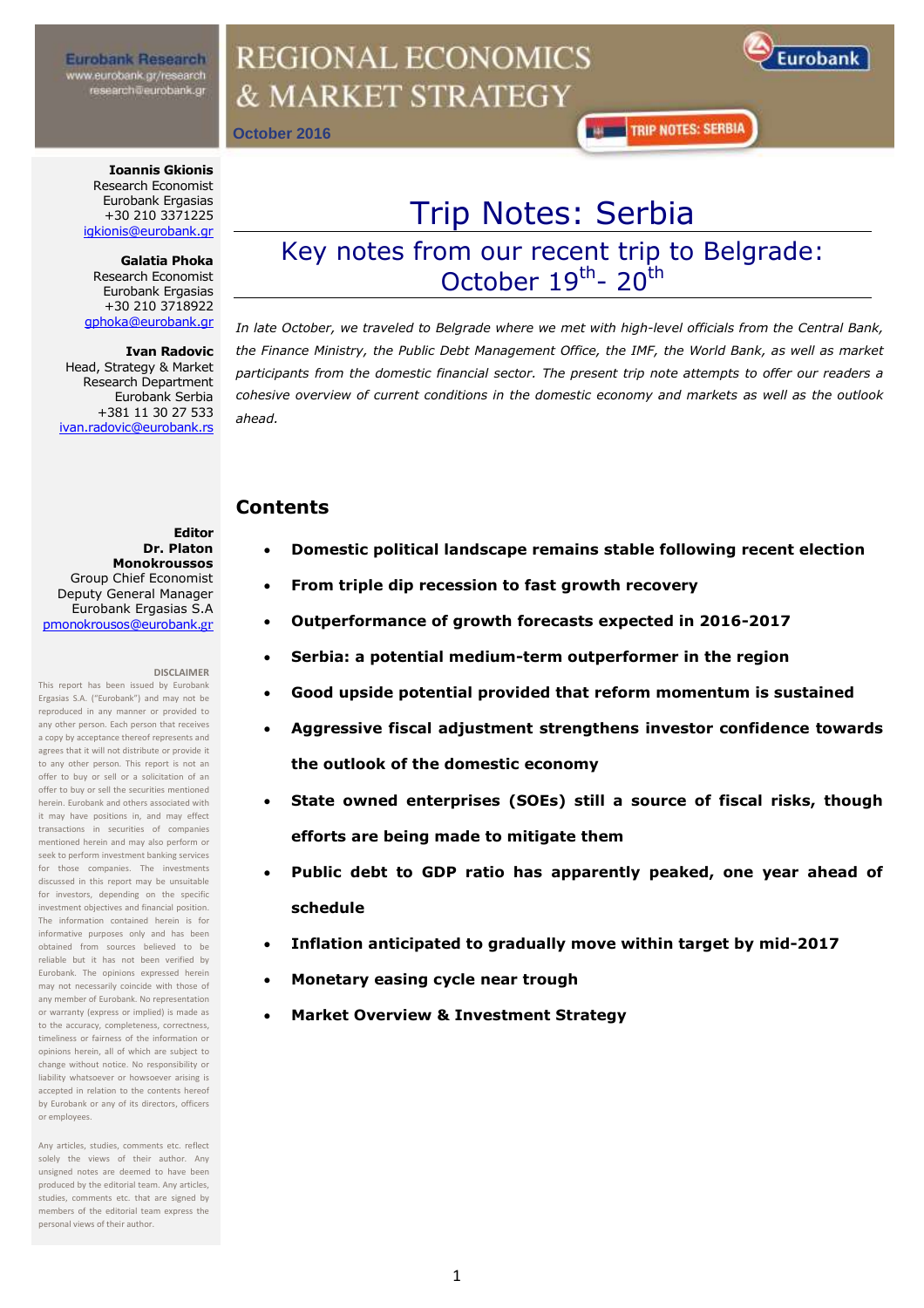Eurobank Research
www.eurobank.gr/research
research@eurobank.gr

# REGIONAL ECONOMICS & MARKET STRATEGY

October 2016

TRIP NOTES: SERBIA

**Ioannis Gkionis**
Research Economist
Eurobank Ergasias
+30 210 3371225
igkionis@eurobank.gr

**Galatia Phoka**
Research Economist
Eurobank Ergasias
+30 210 3718922
gphoka@eurobank.gr

**Ivan Radovic**
Head, Strategy & Market Research Department
Eurobank Serbia
+381 11 30 27 533
ivan.radovic@eurobank.rs

**Editor**
**Dr. Platon Monokroussos**
Group Chief Economist
Deputy General Manager
Eurobank Ergasias S.A
pmonokrousos@eurobank.gr

**DISCLAIMER**
This report has been issued by Eurobank Ergasias S.A. ("Eurobank") and may not be reproduced in any manner or provided to any other person. Each person that receives a copy by acceptance thereof represents and agrees that it will not distribute or provide it to any other person. This report is not an offer to buy or sell or a solicitation of an offer to buy or sell the securities mentioned herein. Eurobank and others associated with it may have positions in, and may effect transactions in securities of companies mentioned herein and may also perform or seek to perform investment banking services for those companies. The investments discussed in this report may be unsuitable for investors, depending on the specific investment objectives and financial position. The information contained herein is for informative purposes only and has been obtained from sources believed to be reliable but it has not been verified by Eurobank. The opinions expressed herein may not necessarily coincide with those of any member of Eurobank. No representation or warranty (express or implied) is made as to the accuracy, completeness, correctness, timeliness or fairness of the information or opinions herein, all of which are subject to change without notice. No responsibility or liability whatsoever or howsoever arising is accepted in relation to the contents hereof by Eurobank or any of its directors, officers or employees.

Any articles, studies, comments etc. reflect solely the views of their author. Any unsigned notes are deemed to have been produced by the editorial team. Any articles, studies, comments etc. that are signed by members of the editorial team express the personal views of their author.

# Trip Notes: Serbia

## Key notes from our recent trip to Belgrade: October 19th- 20th

*In late October, we traveled to Belgrade where we met with high-level officials from the Central Bank, the Finance Ministry, the Public Debt Management Office, the IMF, the World Bank, as well as market participants from the domestic financial sector. The present trip note attempts to offer our readers a cohesive overview of current conditions in the domestic economy and markets as well as the outlook ahead.*

## Contents

- **Domestic political landscape remains stable following recent election**
- **From triple dip recession to fast growth recovery**
- **Outperformance of growth forecasts expected in 2016-2017**
- **Serbia: a potential medium-term outperformer in the region**
- **Good upside potential provided that reform momentum is sustained**
- **Aggressive fiscal adjustment strengthens investor confidence towards the outlook of the domestic economy**
- **State owned enterprises (SOEs) still a source of fiscal risks, though efforts are being made to mitigate them**
- **Public debt to GDP ratio has apparently peaked, one year ahead of schedule**
- **Inflation anticipated to gradually move within target by mid-2017**
- **Monetary easing cycle near trough**
- **Market Overview & Investment Strategy**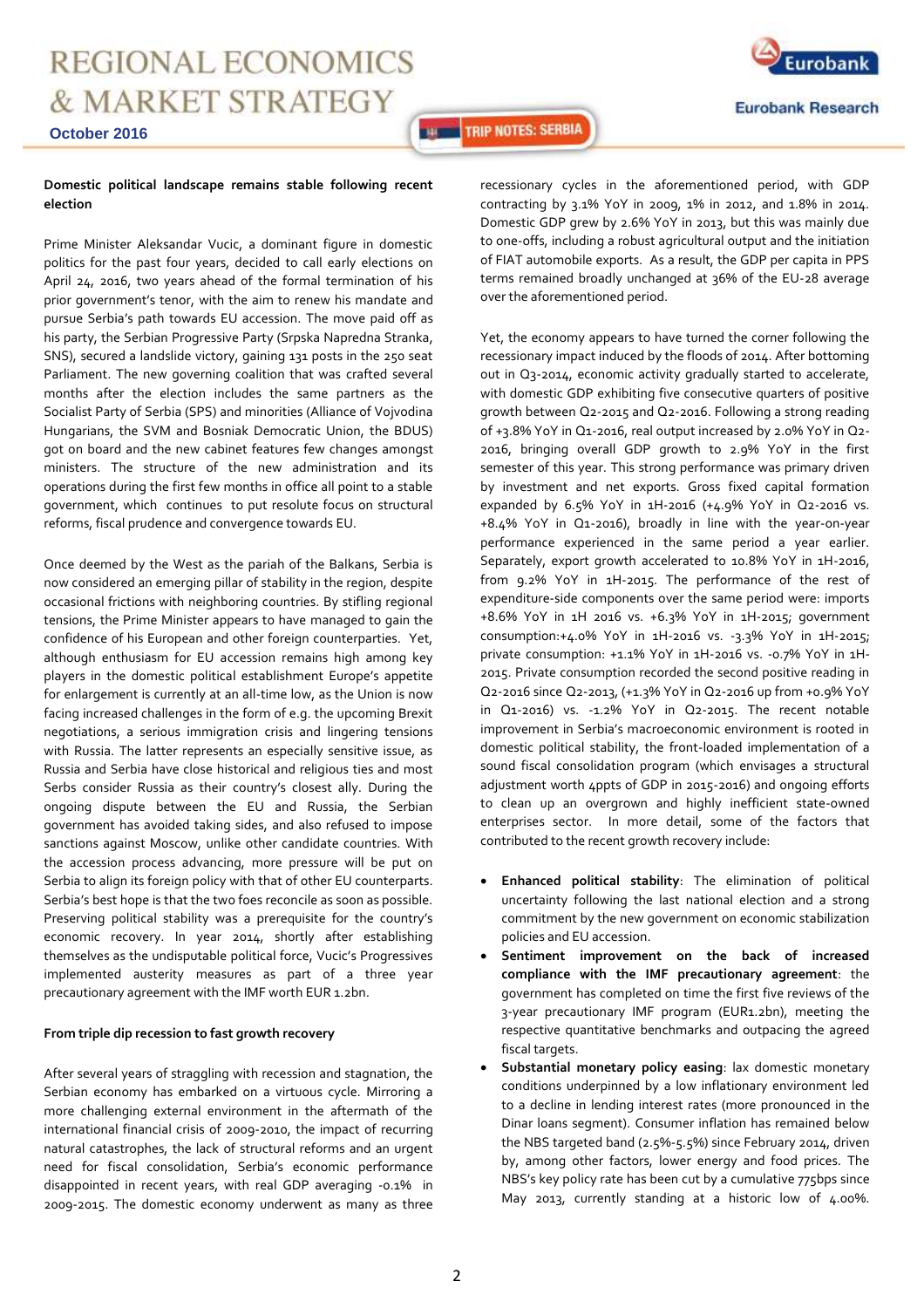**Domestic political landscape remains stable following recent election**

Prime Minister Aleksandar Vucic, a dominant figure in domestic politics for the past four years, decided to call early elections on April 24, 2016, two years ahead of the formal termination of his prior government's tenor, with the aim to renew his mandate and pursue Serbia's path towards EU accession. The move paid off as his party, the Serbian Progressive Party (Srpska Napredna Stranka, SNS), secured a landslide victory, gaining 131 posts in the 250 seat Parliament. The new governing coalition that was crafted several months after the election includes the same partners as the Socialist Party of Serbia (SPS) and minorities (Alliance of Vojvodina Hungarians, the SVM and Bosniak Democratic Union, the BDUS) got on board and the new cabinet features few changes amongst ministers. The structure of the new administration and its operations during the first few months in office all point to a stable government, which continues to put resolute focus on structural reforms, fiscal prudence and convergence towards EU.

Once deemed by the West as the pariah of the Balkans, Serbia is now considered an emerging pillar of stability in the region, despite occasional frictions with neighboring countries. By stifling regional tensions, the Prime Minister appears to have managed to gain the confidence of his European and other foreign counterparts. Yet, although enthusiasm for EU accession remains high among key players in the domestic political establishment Europe's appetite for enlargement is currently at an all-time low, as the Union is now facing increased challenges in the form of e.g. the upcoming Brexit negotiations, a serious immigration crisis and lingering tensions with Russia. The latter represents an especially sensitive issue, as Russia and Serbia have close historical and religious ties and most Serbs consider Russia as their country's closest ally. During the ongoing dispute between the EU and Russia, the Serbian government has avoided taking sides, and also refused to impose sanctions against Moscow, unlike other candidate countries. With the accession process advancing, more pressure will be put on Serbia to align its foreign policy with that of other EU counterparts. Serbia's best hope is that the two foes reconcile as soon as possible. Preserving political stability was a prerequisite for the country's economic recovery. In year 2014, shortly after establishing themselves as the undisputable political force, Vucic's Progressives implemented austerity measures as part of a three year precautionary agreement with the IMF worth EUR 1.2bn.

**From triple dip recession to fast growth recovery**

After several years of straggling with recession and stagnation, the Serbian economy has embarked on a virtuous cycle. Mirroring a more challenging external environment in the aftermath of the international financial crisis of 2009-2010, the impact of recurring natural catastrophes, the lack of structural reforms and an urgent need for fiscal consolidation, Serbia's economic performance disappointed in recent years, with real GDP averaging -0.1% in 2009-2015. The domestic economy underwent as many as three recessionary cycles in the aforementioned period, with GDP contracting by 3.1% YoY in 2009, 1% in 2012, and 1.8% in 2014. Domestic GDP grew by 2.6% YoY in 2013, but this was mainly due to one-offs, including a robust agricultural output and the initiation of FIAT automobile exports. As a result, the GDP per capita in PPS terms remained broadly unchanged at 36% of the EU-28 average over the aforementioned period.

Yet, the economy appears to have turned the corner following the recessionary impact induced by the floods of 2014. After bottoming out in Q3-2014, economic activity gradually started to accelerate, with domestic GDP exhibiting five consecutive quarters of positive growth between Q2-2015 and Q2-2016. Following a strong reading of +3.8% YoY in Q1-2016, real output increased by 2.0% YoY in Q2-2016, bringing overall GDP growth to 2.9% YoY in the first semester of this year. This strong performance was primary driven by investment and net exports. Gross fixed capital formation expanded by 6.5% YoY in 1H-2016 (+4.9% YoY in Q2-2016 vs. +8.4% YoY in Q1-2016), broadly in line with the year-on-year performance experienced in the same period a year earlier. Separately, export growth accelerated to 10.8% YoY in 1H-2016, from 9.2% YoY in 1H-2015. The performance of the rest of expenditure-side components over the same period were: imports +8.6% YoY in 1H 2016 vs. +6.3% YoY in 1H-2015; government consumption:+4.0% YoY in 1H-2016 vs. -3.3% YoY in 1H-2015; private consumption: +1.1% YoY in 1H-2016 vs. -0.7% YoY in 1H-2015. Private consumption recorded the second positive reading in Q2-2016 since Q2-2013, (+1.3% YoY in Q2-2016 up from +0.9% YoY in Q1-2016) vs. -1.2% YoY in Q2-2015. The recent notable improvement in Serbia's macroeconomic environment is rooted in domestic political stability, the front-loaded implementation of a sound fiscal consolidation program (which envisages a structural adjustment worth 4ppts of GDP in 2015-2016) and ongoing efforts to clean up an overgrown and highly inefficient state-owned enterprises sector. In more detail, some of the factors that contributed to the recent growth recovery include:

- **Enhanced political stability**: The elimination of political uncertainty following the last national election and a strong commitment by the new government on economic stabilization policies and EU accession.
- **Sentiment improvement on the back of increased compliance with the IMF precautionary agreement**: the government has completed on time the first five reviews of the 3-year precautionary IMF program (EUR1.2bn), meeting the respective quantitative benchmarks and outpacing the agreed fiscal targets.
- **Substantial monetary policy easing**: lax domestic monetary conditions underpinned by a low inflationary environment led to a decline in lending interest rates (more pronounced in the Dinar loans segment). Consumer inflation has remained below the NBS targeted band (2.5%-5.5%) since February 2014, driven by, among other factors, lower energy and food prices. The NBS's key policy rate has been cut by a cumulative 775bps since May 2013, currently standing at a historic low of 4.00%.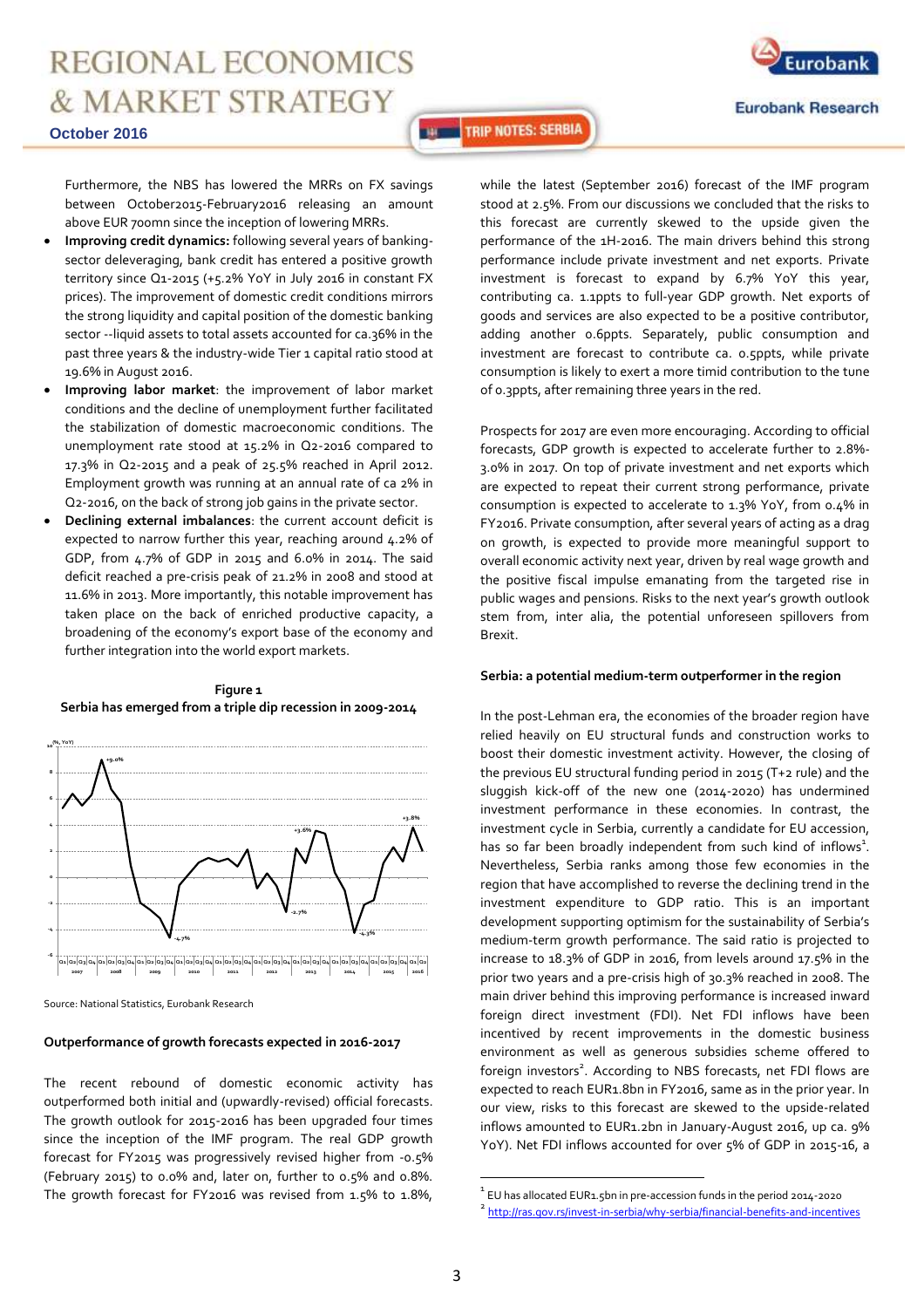Furthermore, the NBS has lowered the MRRs on FX savings between October2015-February2016 releasing an amount above EUR 700mn since the inception of lowering MRRs.

- **Improving credit dynamics:** following several years of banking-sector deleveraging, bank credit has entered a positive growth territory since Q1-2015 (+5.2% YoY in July 2016 in constant FX prices). The improvement of domestic credit conditions mirrors the strong liquidity and capital position of the domestic banking sector --liquid assets to total assets accounted for ca.36% in the past three years & the industry-wide Tier 1 capital ratio stood at 19.6% in August 2016.
- **Improving labor market**: the improvement of labor market conditions and the decline of unemployment further facilitated the stabilization of domestic macroeconomic conditions. The unemployment rate stood at 15.2% in Q2-2016 compared to 17.3% in Q2-2015 and a peak of 25.5% reached in April 2012. Employment growth was running at an annual rate of ca 2% in Q2-2016, on the back of strong job gains in the private sector.
- **Declining external imbalances**: the current account deficit is expected to narrow further this year, reaching around 4.2% of GDP, from 4.7% of GDP in 2015 and 6.0% in 2014. The said deficit reached a pre-crisis peak of 21.2% in 2008 and stood at 11.6% in 2013. More importantly, this notable improvement has taken place on the back of enriched productive capacity, a broadening of the economy's export base of the economy and further integration into the world export markets.

**Figure 1**
**Serbia has emerged from a triple dip recession in 2009-2014**

Source: National Statistics, Eurobank Research

**Outperformance of growth forecasts expected in 2016-2017**

The recent rebound of domestic economic activity has outperformed both initial and (upwardly-revised) official forecasts. The growth outlook for 2015-2016 has been upgraded four times since the inception of the IMF program. The real GDP growth forecast for FY2015 was progressively revised higher from -0.5% (February 2015) to 0.0% and, later on, further to 0.5% and 0.8%. The growth forecast for FY2016 was revised from 1.5% to 1.8%, while the latest (September 2016) forecast of the IMF program stood at 2.5%. From our discussions we concluded that the risks to this forecast are currently skewed to the upside given the performance of the 1H-2016. The main drivers behind this strong performance include private investment and net exports. Private investment is forecast to expand by 6.7% YoY this year, contributing ca. 1.1ppts to full-year GDP growth. Net exports of goods and services are also expected to be a positive contributor, adding another 0.6ppts. Separately, public consumption and investment are forecast to contribute ca. 0.5ppts, while private consumption is likely to exert a more timid contribution to the tune of 0.3ppts, after remaining three years in the red.

Prospects for 2017 are even more encouraging. According to official forecasts, GDP growth is expected to accelerate further to 2.8%-3.0% in 2017. On top of private investment and net exports which are expected to repeat their current strong performance, private consumption is expected to accelerate to 1.3% YoY, from 0.4% in FY2016. Private consumption, after several years of acting as a drag on growth, is expected to provide more meaningful support to overall economic activity next year, driven by real wage growth and the positive fiscal impulse emanating from the targeted rise in public wages and pensions. Risks to the next year's growth outlook stem from, inter alia, the potential unforeseen spillovers from Brexit.

**Serbia: a potential medium-term outperformer in the region**

In the post-Lehman era, the economies of the broader region have relied heavily on EU structural funds and construction works to boost their domestic investment activity. However, the closing of the previous EU structural funding period in 2015 (T+2 rule) and the sluggish kick-off of the new one (2014-2020) has undermined investment performance in these economies. In contrast, the investment cycle in Serbia, currently a candidate for EU accession, has so far been broadly independent from such kind of inflows[1]. Nevertheless, Serbia ranks among those few economies in the region that have accomplished to reverse the declining trend in the investment expenditure to GDP ratio. This is an important development supporting optimism for the sustainability of Serbia's medium-term growth performance. The said ratio is projected to increase to 18.3% of GDP in 2016, from levels around 17.5% in the prior two years and a pre-crisis high of 30.3% reached in 2008. The main driver behind this improving performance is increased inward foreign direct investment (FDI). Net FDI inflows have been incentivized by recent improvements in the domestic business environment as well as generous subsidies scheme offered to foreign investors[2]. According to NBS forecasts, net FDI flows are expected to reach EUR1.8bn in FY2016, same as in the prior year. In our view, risks to this forecast are skewed to the upside-related inflows amounted to EUR1.2bn in January-August 2016, up ca. 9% YoY). Net FDI inflows accounted for over 5% of GDP in 2015-16, a

[1] EU has allocated EUR1.5bn in pre-accession funds in the period 2014-2020

[2] http://ras.gov.rs/invest-in-serbia/why-serbia/financial-benefits-and-incentives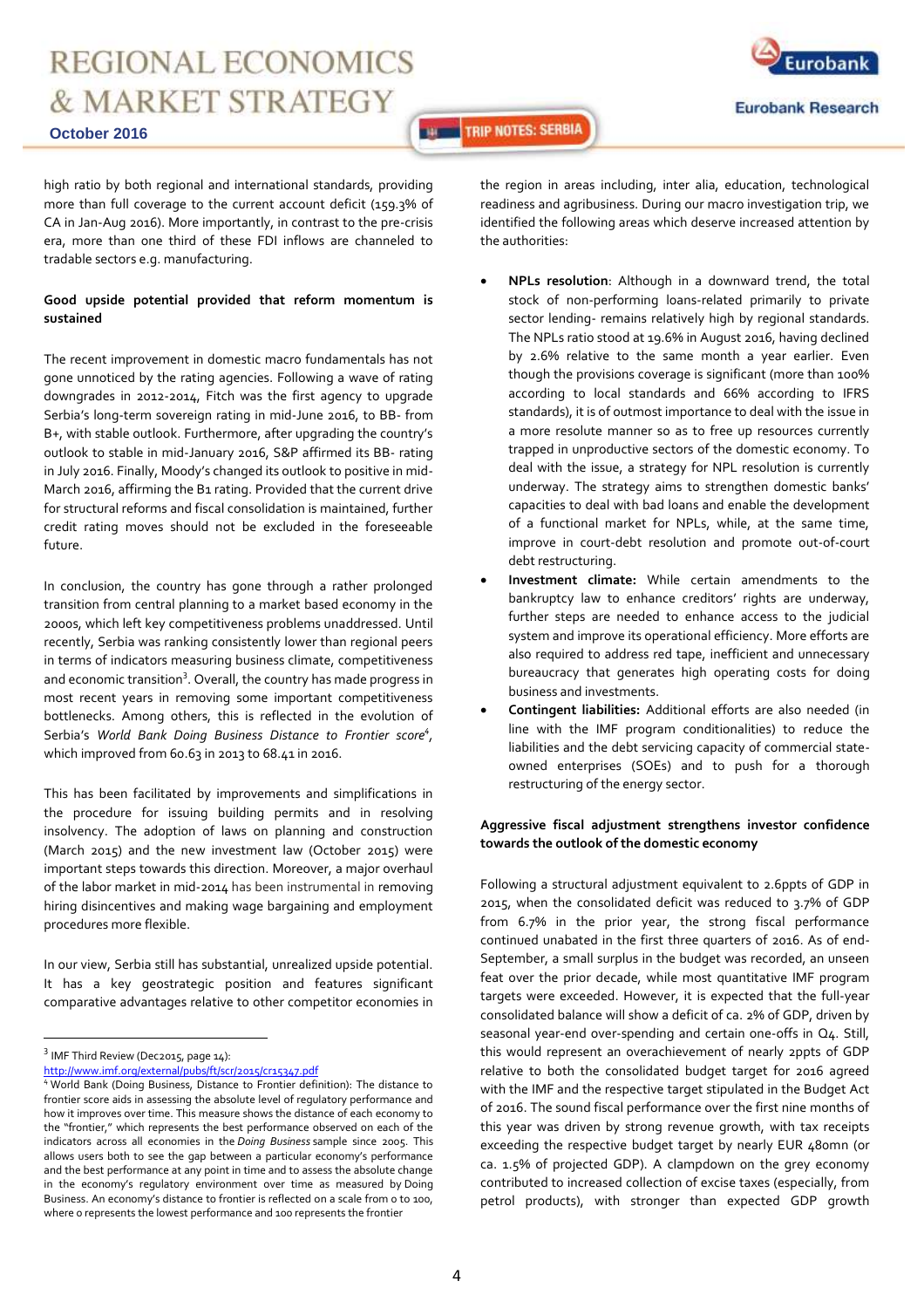high ratio by both regional and international standards, providing more than full coverage to the current account deficit (159.3% of CA in Jan-Aug 2016). More importantly, in contrast to the pre-crisis era, more than one third of these FDI inflows are channeled to tradable sectors e.g. manufacturing.

**Good upside potential provided that reform momentum is sustained**

The recent improvement in domestic macro fundamentals has not gone unnoticed by the rating agencies. Following a wave of rating downgrades in 2012-2014, Fitch was the first agency to upgrade Serbia's long-term sovereign rating in mid-June 2016, to BB- from B+, with stable outlook. Furthermore, after upgrading the country's outlook to stable in mid-January 2016, S&P affirmed its BB- rating in July 2016. Finally, Moody's changed its outlook to positive in mid-March 2016, affirming the B1 rating. Provided that the current drive for structural reforms and fiscal consolidation is maintained, further credit rating moves should not be excluded in the foreseeable future.

In conclusion, the country has gone through a rather prolonged transition from central planning to a market based economy in the 2000s, which left key competitiveness problems unaddressed. Until recently, Serbia was ranking consistently lower than regional peers in terms of indicators measuring business climate, competitiveness and economic transition[3]. Overall, the country has made progress in most recent years in removing some important competitiveness bottlenecks. Among others, this is reflected in the evolution of Serbia's *World Bank Doing Business Distance to Frontier score*[4], which improved from 60.63 in 2013 to 68.41 in 2016.

This has been facilitated by improvements and simplifications in the procedure for issuing building permits and in resolving insolvency. The adoption of laws on planning and construction (March 2015) and the new investment law (October 2015) were important steps towards this direction. Moreover, a major overhaul of the labor market in mid-2014 has been instrumental in removing hiring disincentives and making wage bargaining and employment procedures more flexible.

In our view, Serbia still has substantial, unrealized upside potential. It has a key geostrategic position and features significant comparative advantages relative to other competitor economies in the region in areas including, inter alia, education, technological readiness and agribusiness. During our macro investigation trip, we identified the following areas which deserve increased attention by the authorities:

- **NPLs resolution**: Although in a downward trend, the total stock of non-performing loans-related primarily to private sector lending- remains relatively high by regional standards. The NPLs ratio stood at 19.6% in August 2016, having declined by 2.6% relative to the same month a year earlier. Even though the provisions coverage is significant (more than 100% according to local standards and 66% according to IFRS standards), it is of outmost importance to deal with the issue in a more resolute manner so as to free up resources currently trapped in unproductive sectors of the domestic economy. To deal with the issue, a strategy for NPL resolution is currently underway. The strategy aims to strengthen domestic banks' capacities to deal with bad loans and enable the development of a functional market for NPLs, while, at the same time, improve in court-debt resolution and promote out-of-court debt restructuring.
- **Investment climate:** While certain amendments to the bankruptcy law to enhance creditors' rights are underway, further steps are needed to enhance access to the judicial system and improve its operational efficiency. More efforts are also required to address red tape, inefficient and unnecessary bureaucracy that generates high operating costs for doing business and investments.
- **Contingent liabilities:** Additional efforts are also needed (in line with the IMF program conditionalities) to reduce the liabilities and the debt servicing capacity of commercial state-owned enterprises (SOEs) and to push for a thorough restructuring of the energy sector.

**Aggressive fiscal adjustment strengthens investor confidence towards the outlook of the domestic economy**

Following a structural adjustment equivalent to 2.6ppts of GDP in 2015, when the consolidated deficit was reduced to 3.7% of GDP from 6.7% in the prior year, the strong fiscal performance continued unabated in the first three quarters of 2016. As of end-September, a small surplus in the budget was recorded, an unseen feat over the prior decade, while most quantitative IMF program targets were exceeded. However, it is expected that the full-year consolidated balance will show a deficit of ca. 2% of GDP, driven by seasonal year-end over-spending and certain one-offs in Q4. Still, this would represent an overachievement of nearly 2ppts of GDP relative to both the consolidated budget target for 2016 agreed with the IMF and the respective target stipulated in the Budget Act of 2016. The sound fiscal performance over the first nine months of this year was driven by strong revenue growth, with tax receipts exceeding the respective budget target by nearly EUR 480mn (or ca. 1.5% of projected GDP). A clampdown on the grey economy contributed to increased collection of excise taxes (especially, from petrol products), with stronger than expected GDP growth

---

[3] IMF Third Review (Dec2015, page 14): http://www.imf.org/external/pubs/ft/scr/2015/cr15347.pdf

[4] World Bank (Doing Business, Distance to Frontier definition): The distance to frontier score aids in assessing the absolute level of regulatory performance and how it improves over time. This measure shows the distance of each economy to the "frontier," which represents the best performance observed on each of the indicators across all economies in the *Doing Business* sample since 2005. This allows users both to see the gap between a particular economy's performance and the best performance at any point in time and to assess the absolute change in the economy's regulatory environment over time as measured by Doing Business. An economy's distance to frontier is reflected on a scale from 0 to 100, where 0 represents the lowest performance and 100 represents the frontier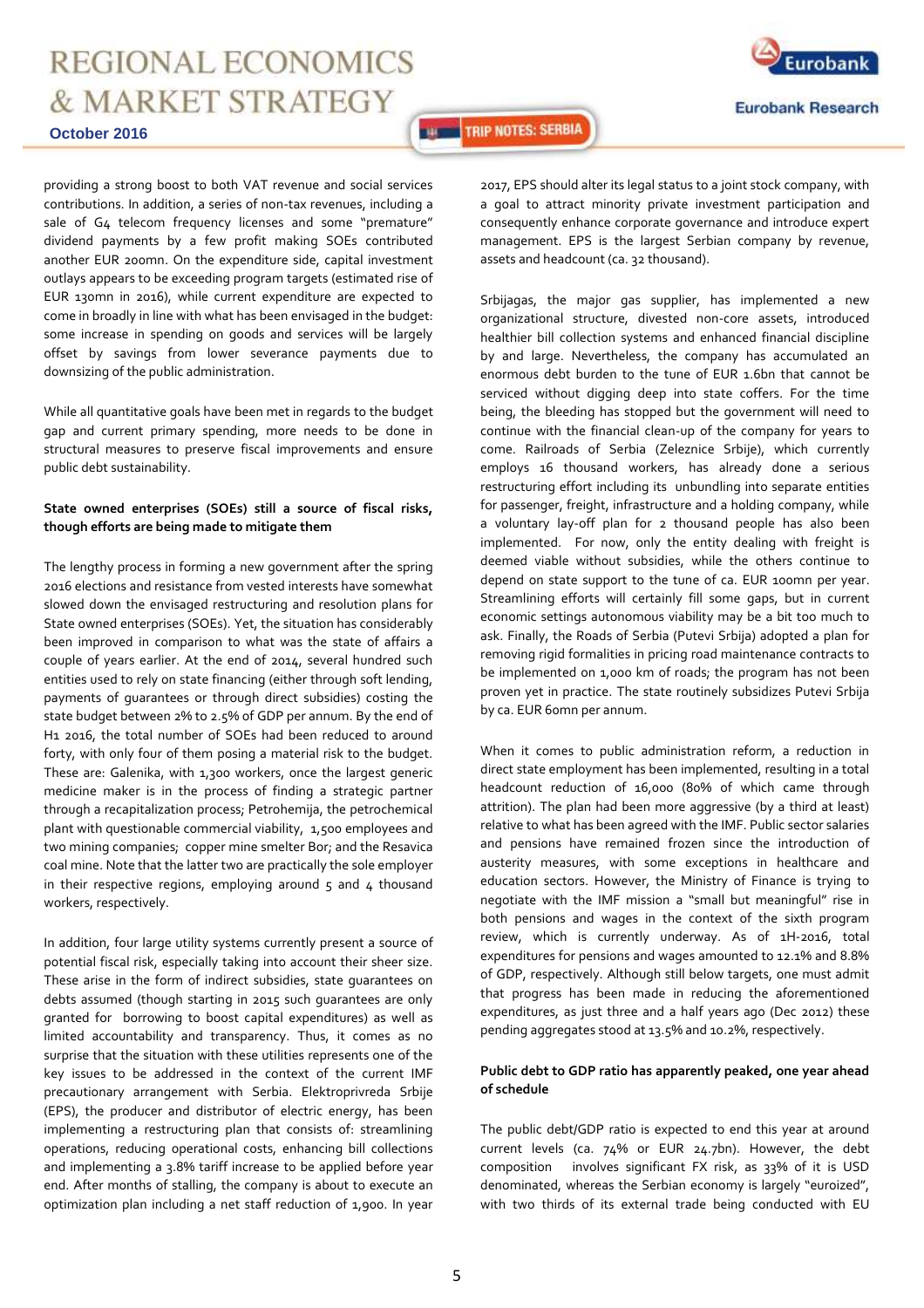providing a strong boost to both VAT revenue and social services contributions. In addition, a series of non-tax revenues, including a sale of G4 telecom frequency licenses and some "premature" dividend payments by a few profit making SOEs contributed another EUR 200mn. On the expenditure side, capital investment outlays appears to be exceeding program targets (estimated rise of EUR 130mn in 2016), while current expenditure are expected to come in broadly in line with what has been envisaged in the budget: some increase in spending on goods and services will be largely offset by savings from lower severance payments due to downsizing of the public administration.

While all quantitative goals have been met in regards to the budget gap and current primary spending, more needs to be done in structural measures to preserve fiscal improvements and ensure public debt sustainability.

**State owned enterprises (SOEs) still a source of fiscal risks, though efforts are being made to mitigate them**

The lengthy process in forming a new government after the spring 2016 elections and resistance from vested interests have somewhat slowed down the envisaged restructuring and resolution plans for State owned enterprises (SOEs). Yet, the situation has considerably been improved in comparison to what was the state of affairs a couple of years earlier. At the end of 2014, several hundred such entities used to rely on state financing (either through soft lending, payments of guarantees or through direct subsidies) costing the state budget between 2% to 2.5% of GDP per annum. By the end of H1 2016, the total number of SOEs had been reduced to around forty, with only four of them posing a material risk to the budget. These are: Galenika, with 1,300 workers, once the largest generic medicine maker is in the process of finding a strategic partner through a recapitalization process; Petrohemija, the petrochemical plant with questionable commercial viability, 1,500 employees and two mining companies; copper mine smelter Bor; and the Resavica coal mine. Note that the latter two are practically the sole employer in their respective regions, employing around 5 and 4 thousand workers, respectively.

In addition, four large utility systems currently present a source of potential fiscal risk, especially taking into account their sheer size. These arise in the form of indirect subsidies, state guarantees on debts assumed (though starting in 2015 such guarantees are only granted for borrowing to boost capital expenditures) as well as limited accountability and transparency. Thus, it comes as no surprise that the situation with these utilities represents one of the key issues to be addressed in the context of the current IMF precautionary arrangement with Serbia. Elektroprivreda Srbije (EPS), the producer and distributor of electric energy, has been implementing a restructuring plan that consists of: streamlining operations, reducing operational costs, enhancing bill collections and implementing a 3.8% tariff increase to be applied before year end. After months of stalling, the company is about to execute an optimization plan including a net staff reduction of 1,900. In year 2017, EPS should alter its legal status to a joint stock company, with a goal to attract minority private investment participation and consequently enhance corporate governance and introduce expert management. EPS is the largest Serbian company by revenue, assets and headcount (ca. 32 thousand).

Srbijagas, the major gas supplier, has implemented a new organizational structure, divested non-core assets, introduced healthier bill collection systems and enhanced financial discipline by and large. Nevertheless, the company has accumulated an enormous debt burden to the tune of EUR 1.6bn that cannot be serviced without digging deep into state coffers. For the time being, the bleeding has stopped but the government will need to continue with the financial clean-up of the company for years to come. Railroads of Serbia (Zeleznice Srbije), which currently employs 16 thousand workers, has already done a serious restructuring effort including its unbundling into separate entities for passenger, freight, infrastructure and a holding company, while a voluntary lay-off plan for 2 thousand people has also been implemented. For now, only the entity dealing with freight is deemed viable without subsidies, while the others continue to depend on state support to the tune of ca. EUR 100mn per year. Streamlining efforts will certainly fill some gaps, but in current economic settings autonomous viability may be a bit too much to ask. Finally, the Roads of Serbia (Putevi Srbija) adopted a plan for removing rigid formalities in pricing road maintenance contracts to be implemented on 1,000 km of roads; the program has not been proven yet in practice. The state routinely subsidizes Putevi Srbija by ca. EUR 60mn per annum.

When it comes to public administration reform, a reduction in direct state employment has been implemented, resulting in a total headcount reduction of 16,000 (80% of which came through attrition). The plan had been more aggressive (by a third at least) relative to what has been agreed with the IMF. Public sector salaries and pensions have remained frozen since the introduction of austerity measures, with some exceptions in healthcare and education sectors. However, the Ministry of Finance is trying to negotiate with the IMF mission a "small but meaningful" rise in both pensions and wages in the context of the sixth program review, which is currently underway. As of 1H-2016, total expenditures for pensions and wages amounted to 12.1% and 8.8% of GDP, respectively. Although still below targets, one must admit that progress has been made in reducing the aforementioned expenditures, as just three and a half years ago (Dec 2012) these pending aggregates stood at 13.5% and 10.2%, respectively.

**Public debt to GDP ratio has apparently peaked, one year ahead of schedule**

The public debt/GDP ratio is expected to end this year at around current levels (ca. 74% or EUR 24.7bn). However, the debt composition involves significant FX risk, as 33% of it is USD denominated, whereas the Serbian economy is largely "euroized", with two thirds of its external trade being conducted with EU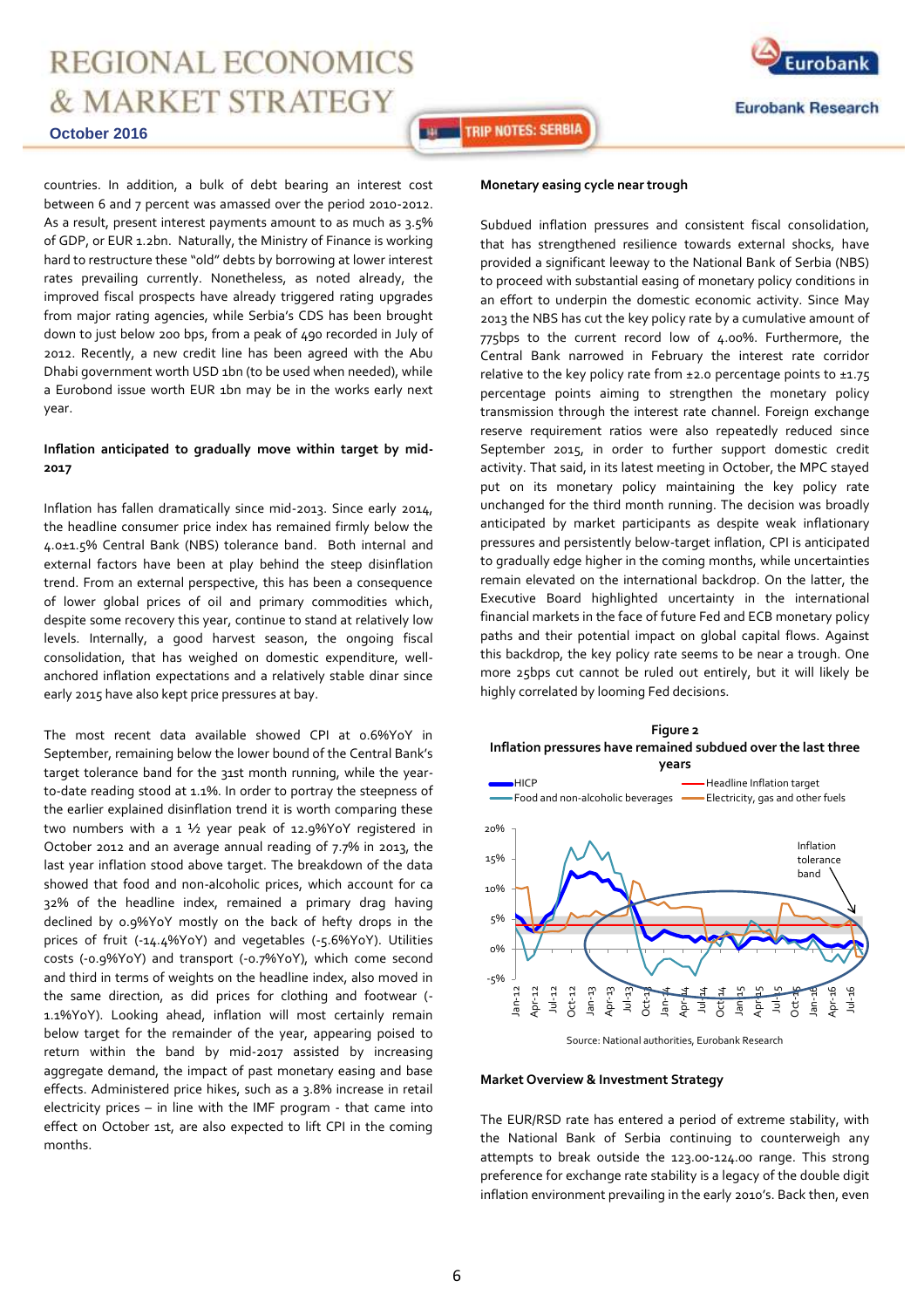countries. In addition, a bulk of debt bearing an interest cost between 6 and 7 percent was amassed over the period 2010-2012. As a result, present interest payments amount to as much as 3.5% of GDP, or EUR 1.2bn. Naturally, the Ministry of Finance is working hard to restructure these "old" debts by borrowing at lower interest rates prevailing currently. Nonetheless, as noted already, the improved fiscal prospects have already triggered rating upgrades from major rating agencies, while Serbia's CDS has been brought down to just below 200 bps, from a peak of 490 recorded in July of 2012. Recently, a new credit line has been agreed with the Abu Dhabi government worth USD 1bn (to be used when needed), while a Eurobond issue worth EUR 1bn may be in the works early next year.

**Inflation anticipated to gradually move within target by mid-2017**

Inflation has fallen dramatically since mid-2013. Since early 2014, the headline consumer price index has remained firmly below the 4.0±1.5% Central Bank (NBS) tolerance band. Both internal and external factors have been at play behind the steep disinflation trend. From an external perspective, this has been a consequence of lower global prices of oil and primary commodities which, despite some recovery this year, continue to stand at relatively low levels. Internally, a good harvest season, the ongoing fiscal consolidation, that has weighed on domestic expenditure, well-anchored inflation expectations and a relatively stable dinar since early 2015 have also kept price pressures at bay.

The most recent data available showed CPI at 0.6%YoY in September, remaining below the lower bound of the Central Bank's target tolerance band for the 31st month running, while the year-to-date reading stood at 1.1%. In order to portray the steepness of the earlier explained disinflation trend it is worth comparing these two numbers with a 1 ½ year peak of 12.9%YoY registered in October 2012 and an average annual reading of 7.7% in 2013, the last year inflation stood above target. The breakdown of the data showed that food and non-alcoholic prices, which account for ca 32% of the headline index, remained a primary drag having declined by 0.9%YoY mostly on the back of hefty drops in the prices of fruit (-14.4%YoY) and vegetables (-5.6%YoY). Utilities costs (-0.9%YoY) and transport (-0.7%YoY), which come second and third in terms of weights on the headline index, also moved in the same direction, as did prices for clothing and footwear (-1.1%YoY). Looking ahead, inflation will most certainly remain below target for the remainder of the year, appearing poised to return within the band by mid-2017 assisted by increasing aggregate demand, the impact of past monetary easing and base effects. Administered price hikes, such as a 3.8% increase in retail electricity prices – in line with the IMF program - that came into effect on October 1st, are also expected to lift CPI in the coming months.

**Monetary easing cycle near trough**

Subdued inflation pressures and consistent fiscal consolidation, that has strengthened resilience towards external shocks, have provided a significant leeway to the National Bank of Serbia (NBS) to proceed with substantial easing of monetary policy conditions in an effort to underpin the domestic economic activity. Since May 2013 the NBS has cut the key policy rate by a cumulative amount of 775bps to the current record low of 4.00%. Furthermore, the Central Bank narrowed in February the interest rate corridor relative to the key policy rate from ±2.0 percentage points to ±1.75 percentage points aiming to strengthen the monetary policy transmission through the interest rate channel. Foreign exchange reserve requirement ratios were also repeatedly reduced since September 2015, in order to further support domestic credit activity. That said, in its latest meeting in October, the MPC stayed put on its monetary policy maintaining the key policy rate unchanged for the third month running. The decision was broadly anticipated by market participants as despite weak inflationary pressures and persistently below-target inflation, CPI is anticipated to gradually edge higher in the coming months, while uncertainties remain elevated on the international backdrop. On the latter, the Executive Board highlighted uncertainty in the international financial markets in the face of future Fed and ECB monetary policy paths and their potential impact on global capital flows. Against this backdrop, the key policy rate seems to be near a trough. One more 25bps cut cannot be ruled out entirely, but it will likely be highly correlated by looming Fed decisions.

**Figure 2**
**Inflation pressures have remained subdued over the last three years**

Source: National authorities, Eurobank Research

**Market Overview & Investment Strategy**

The EUR/RSD rate has entered a period of extreme stability, with the National Bank of Serbia continuing to counterweigh any attempts to break outside the 123.00-124.00 range. This strong preference for exchange rate stability is a legacy of the double digit inflation environment prevailing in the early 2010's. Back then, even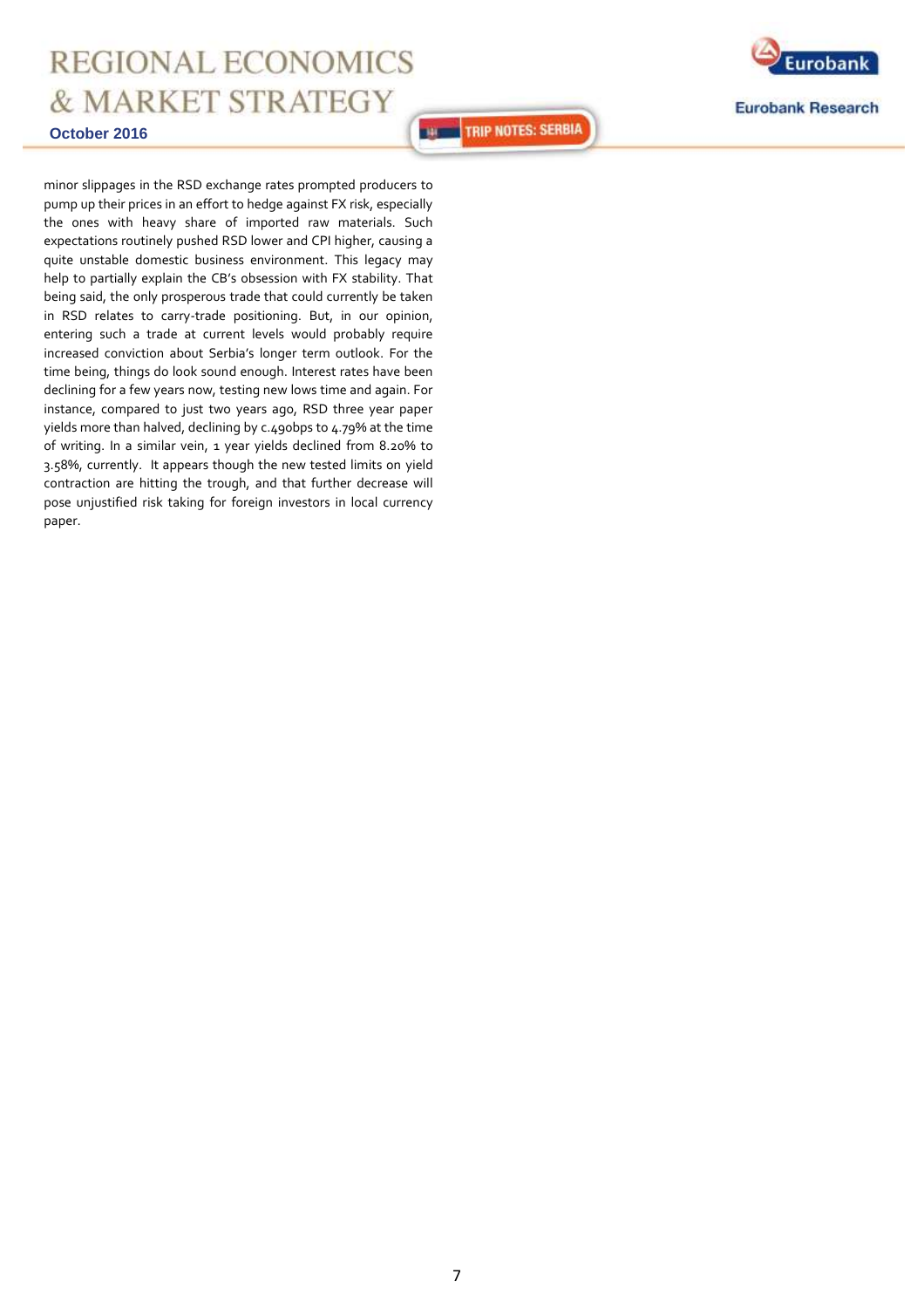minor slippages in the RSD exchange rates prompted producers to pump up their prices in an effort to hedge against FX risk, especially the ones with heavy share of imported raw materials. Such expectations routinely pushed RSD lower and CPI higher, causing a quite unstable domestic business environment. This legacy may help to partially explain the CB's obsession with FX stability. That being said, the only prosperous trade that could currently be taken in RSD relates to carry-trade positioning. But, in our opinion, entering such a trade at current levels would probably require increased conviction about Serbia's longer term outlook. For the time being, things do look sound enough. Interest rates have been declining for a few years now, testing new lows time and again. For instance, compared to just two years ago, RSD three year paper yields more than halved, declining by c.490bps to 4.79% at the time of writing. In a similar vein, 1 year yields declined from 8.20% to 3.58%, currently. It appears though the new tested limits on yield contraction are hitting the trough, and that further decrease will pose unjustified risk taking for foreign investors in local currency paper.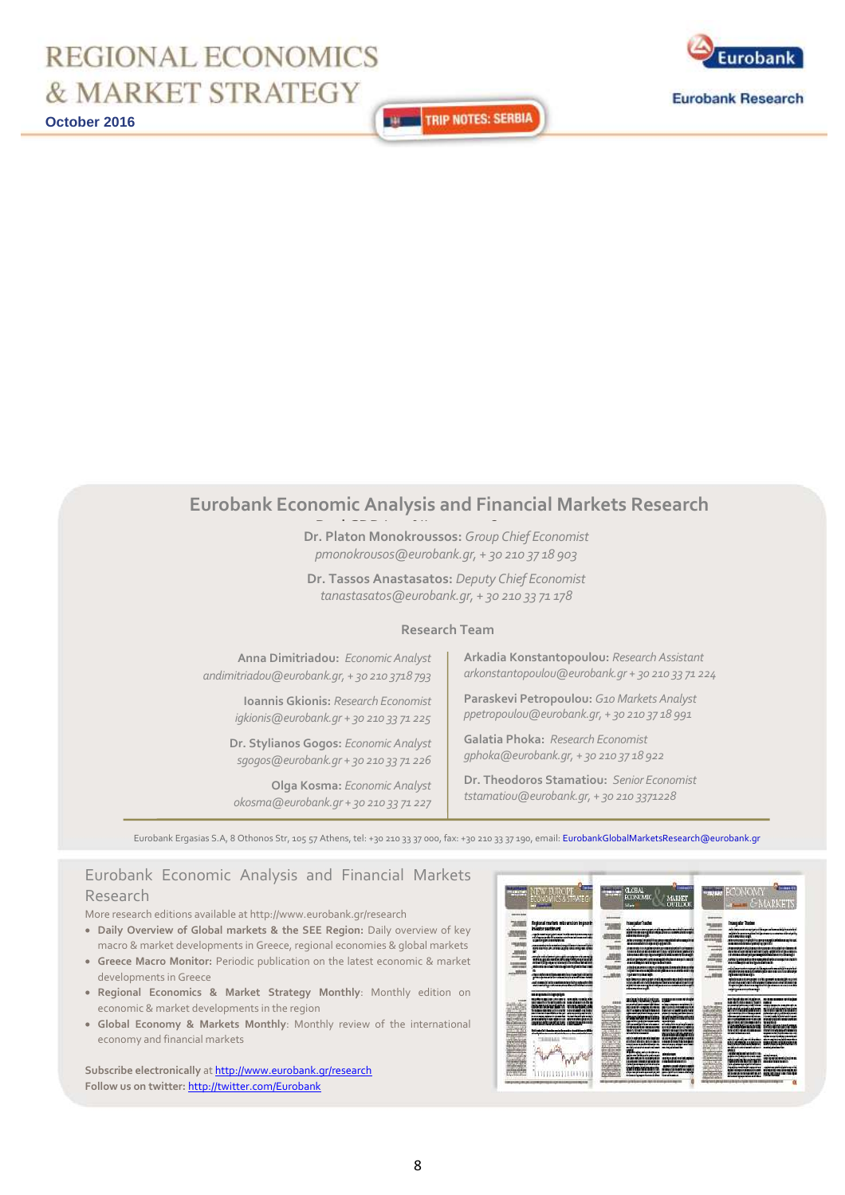## Eurobank Economic Analysis and Financial Markets Research

**Dr. Platon Monokroussos:** *Group Chief Economist*
*pmonokrousos@eurobank.gr, + 30 210 37 18 903*

**Dr. Tassos Anastasatos:** *Deputy Chief Economist*
*tanastasatos@eurobank.gr, + 30 210 33 71 178*

### Research Team

**Anna Dimitriadou:** *Economic Analyst*
*andimitriadou@eurobank.gr, + 30 210 3718 793*

**Ioannis Gkionis:** *Research Economist*
*igkionis@eurobank.gr + 30 210 33 71 225*

**Dr. Stylianos Gogos:** *Economic Analyst*
*sgogos@eurobank.gr + 30 210 33 71 226*

**Olga Kosma:** *Economic Analyst*
*okosma@eurobank.gr + 30 210 33 71 227*

**Arkadia Konstantopoulou:** *Research Assistant*
*arkonstantopoulou@eurobank.gr + 30 210 33 71 224*

**Paraskevi Petropoulou:** *G10 Markets Analyst*
*ppetropoulou@eurobank.gr, + 30 210 37 18 991*

**Galatia Phoka:** *Research Economist*
*gphoka@eurobank.gr, + 30 210 37 18 922*

**Dr. Theodoros Stamatiou:** *Senior Economist*
*tstamatiou@eurobank.gr, + 30 210 3371228*

Eurobank Ergasias S.A, 8 Othonos Str, 105 57 Athens, tel: +30 210 33 37 000, fax: +30 210 33 37 190, email: EurobankGlobalMarketsResearch@eurobank.gr

## Eurobank Economic Analysis and Financial Markets Research

More research editions available at http://www.eurobank.gr/research

- **Daily Overview of Global markets & the SEE Region:** Daily overview of key macro & market developments in Greece, regional economies & global markets
- **Greece Macro Monitor:** Periodic publication on the latest economic & market developments in Greece
- **Regional Economics & Market Strategy Monthly**: Monthly edition on economic & market developments in the region
- **Global Economy & Markets Monthly**: Monthly review of the international economy and financial markets

**Subscribe electronically** at http://www.eurobank.gr/research
**Follow us on twitter:** http://twitter.com/Eurobank